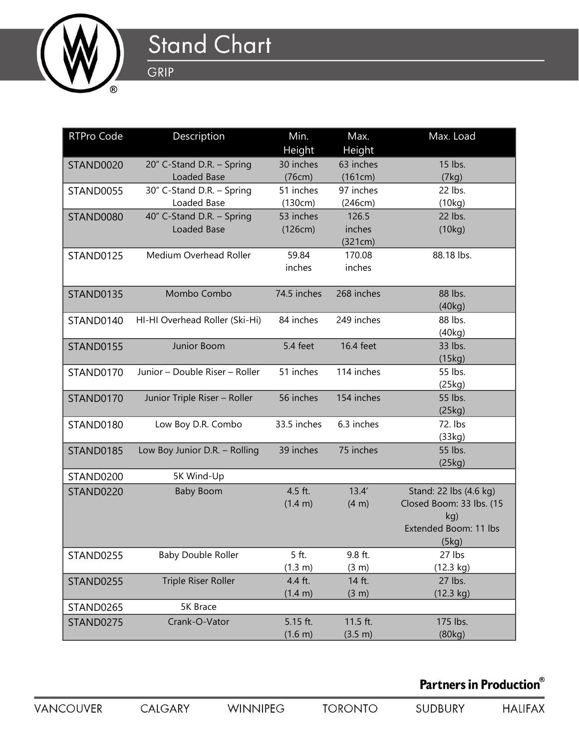# Stand Chart

## GRIP

| RTPro Code | Description | Min. Height | Max. Height | Max. Load |
|---|---|---|---|---|
| STAND0020 | 20" C-Stand D.R. – Spring Loaded Base | 30 inches (76cm) | 63 inches (161cm) | 15 lbs. (7kg) |
| STAND0055 | 30" C-Stand D.R. – Spring Loaded Base | 51 inches (130cm) | 97 inches (246cm) | 22 lbs. (10kg) |
| STAND0080 | 40" C-Stand D.R. – Spring Loaded Base | 53 inches (126cm) | 126.5 inches (321cm) | 22 lbs. (10kg) |
| STAND0125 | Medium Overhead Roller | 59.84 inches | 170.08 inches | 88.18 lbs. |
| STAND0135 | Mombo Combo | 74.5 inches | 268 inches | 88 lbs. (40kg) |
| STAND0140 | HI-HI Overhead Roller (Ski-Hi) | 84 inches | 249 inches | 88 lbs. (40kg) |
| STAND0155 | Junior Boom | 5.4 feet | 16.4 feet | 33 lbs. (15kg) |
| STAND0170 | Junior – Double Riser – Roller | 51 inches | 114 inches | 55 lbs. (25kg) |
| STAND0170 | Junior Triple Riser – Roller | 56 inches | 154 inches | 55 lbs. (25kg) |
| STAND0180 | Low Boy D.R. Combo | 33.5 inches | 6.3 inches | 72. lbs (33kg) |
| STAND0185 | Low Boy Junior D.R. – Rolling | 39 inches | 75 inches | 55 lbs. (25kg) |
| STAND0200 | 5K Wind-Up | | | |
| STAND0220 | Baby Boom | 4.5 ft. (1.4 m) | 13.4' (4 m) | Stand: 22 lbs (4.6 kg) Closed Boom: 33 lbs. (15 kg) Extended Boom: 11 lbs (5kg) |
| STAND0255 | Baby Double Roller | 5 ft. (1.3 m) | 9.8 ft. (3 m) | 27 lbs (12.3 kg) |
| STAND0255 | Triple Riser Roller | 4.4 ft. (1.4 m) | 14 ft. (3 m) | 27 lbs. (12.3 kg) |
| STAND0265 | 5K Brace | | | |
| STAND0275 | Crank-O-Vator | 5.15 ft. (1.6 m) | 11.5 ft. (3.5 m) | 175 lbs. (80kg) |

**Partners in Production®**

VANCOUVER CALGARY WINNIPEG TORONTO SUDBURY HALIFAX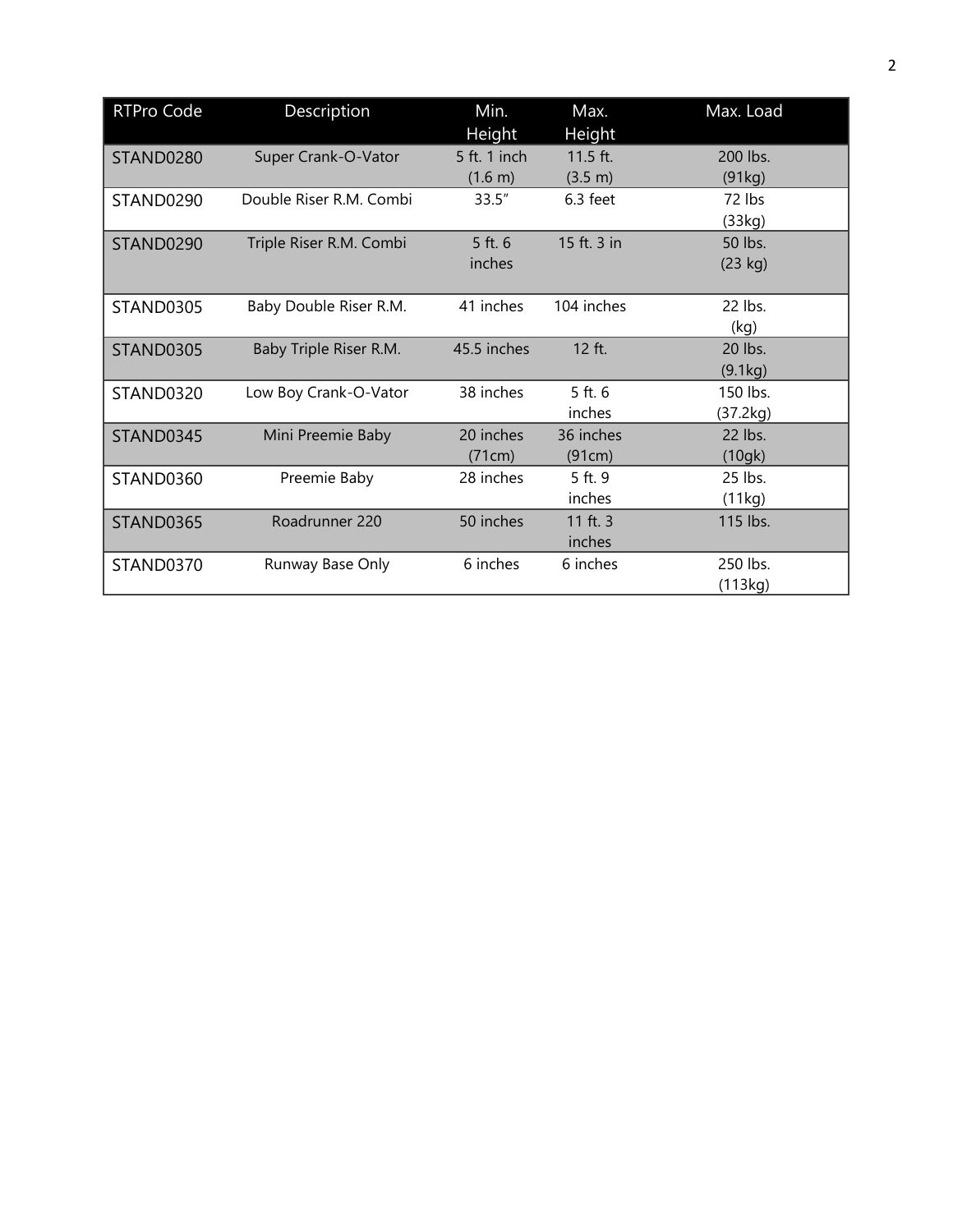| RTPro Code | Description | Min. Height | Max. Height | Max. Load |
| --- | --- | --- | --- | --- |
| STAND0280 | Super Crank-O-Vator | 5 ft. 1 inch (1.6 m) | 11.5 ft. (3.5 m) | 200 lbs. (91kg) |
| STAND0290 | Double Riser R.M. Combi | 33.5″ | 6.3 feet | 72 lbs (33kg) |
| STAND0290 | Triple Riser R.M. Combi | 5 ft. 6 inches | 15 ft. 3 in | 50 lbs. (23 kg) |
| STAND0305 | Baby Double Riser R.M. | 41 inches | 104 inches | 22 lbs. (kg) |
| STAND0305 | Baby Triple Riser R.M. | 45.5 inches | 12 ft. | 20 lbs. (9.1kg) |
| STAND0320 | Low Boy Crank-O-Vator | 38 inches | 5 ft. 6 inches | 150 lbs. (37.2kg) |
| STAND0345 | Mini Preemie Baby | 20 inches (71cm) | 36 inches (91cm) | 22 lbs. (10gk) |
| STAND0360 | Preemie Baby | 28 inches | 5 ft. 9 inches | 25 lbs. (11kg) |
| STAND0365 | Roadrunner 220 | 50 inches | 11 ft. 3 inches | 115 lbs. |
| STAND0370 | Runway Base Only | 6 inches | 6 inches | 250 lbs. (113kg) |